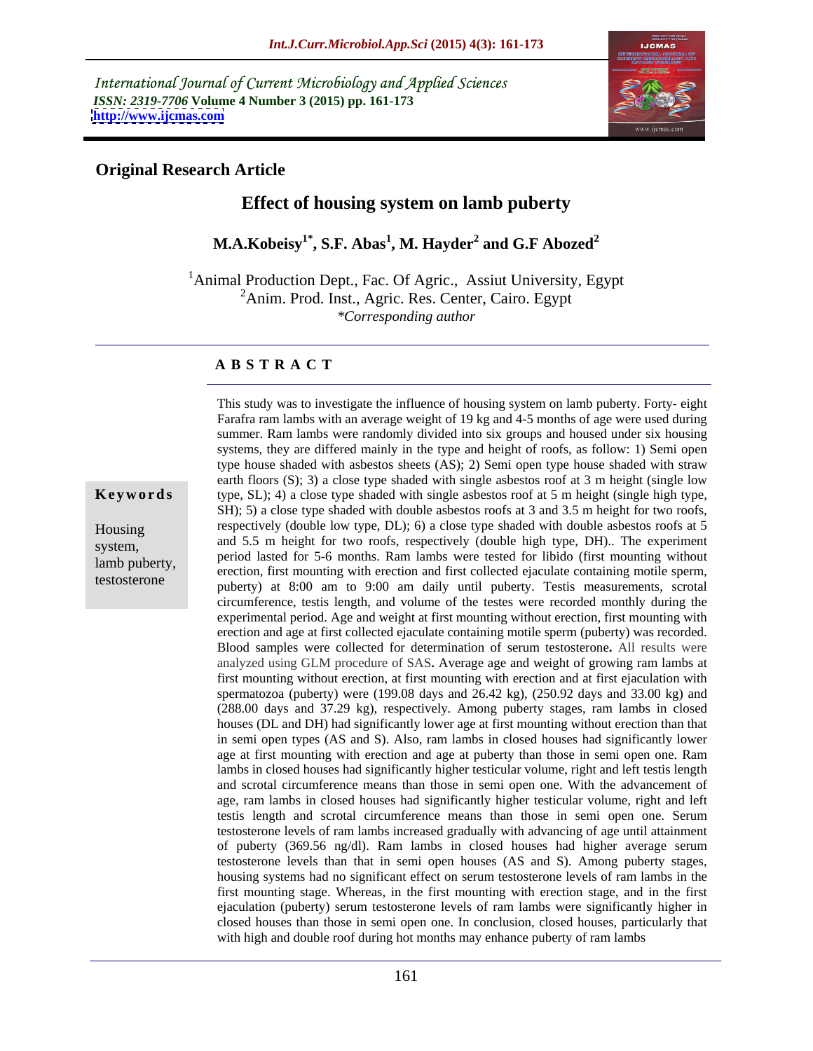International Journal of Current Microbiology and Applied Sciences
*ISSN: 2319-7706* **Volume 4 Number 3 (2015) pp. 161-173**
**http://www.ijcmas.com**

## Original Research Article

# Effect of housing system on lamb puberty

**M.A.Kobeisy[1*], S.F. Abas[1], M. Hayder[2] and G.F Abozed[2]**

[1]Animal Production Dept., Fac. Of Agric., Assiut University, Egypt
[2]Anim. Prod. Inst., Agric. Res. Center, Cairo. Egypt
*\*Corresponding author*

## ABSTRACT

**Keywords**

Housing system, lamb puberty, testosterone

This study was to investigate the influence of housing system on lamb puberty. Forty- eight Farafra ram lambs with an average weight of 19 kg and 4-5 months of age were used during summer. Ram lambs were randomly divided into six groups and housed under six housing systems, they are differed mainly in the type and height of roofs, as follow: 1) Semi open type house shaded with asbestos sheets (AS); 2) Semi open type house shaded with straw earth floors (S); 3) a close type shaded with single asbestos roof at 3 m height (single low type, SL); 4) a close type shaded with single asbestos roof at 5 m height (single high type, SH); 5) a close type shaded with double asbestos roofs at 3 and 3.5 m height for two roofs, respectively (double low type, DL); 6) a close type shaded with double asbestos roofs at 5 and 5.5 m height for two roofs, respectively (double high type, DH).. The experiment period lasted for 5-6 months. Ram lambs were tested for libido (first mounting without erection, first mounting with erection and first collected ejaculate containing motile sperm, puberty) at 8:00 am to 9:00 am daily until puberty. Testis measurements, scrotal circumference, testis length, and volume of the testes were recorded monthly during the experimental period. Age and weight at first mounting without erection, first mounting with erection and age at first collected ejaculate containing motile sperm (puberty) was recorded. Blood samples were collected for determination of serum testosterone**.** All results were analyzed using GLM procedure of SAS**.** Average age and weight of growing ram lambs at first mounting without erection, at first mounting with erection and at first ejaculation with spermatozoa (puberty) were (199.08 days and 26.42 kg), (250.92 days and 33.00 kg) and (288.00 days and 37.29 kg), respectively. Among puberty stages, ram lambs in closed houses (DL and DH) had significantly lower age at first mounting without erection than that in semi open types (AS and S). Also, ram lambs in closed houses had significantly lower age at first mounting with erection and age at puberty than those in semi open one. Ram lambs in closed houses had significantly higher testicular volume, right and left testis length and scrotal circumference means than those in semi open one. With the advancement of age, ram lambs in closed houses had significantly higher testicular volume, right and left testis length and scrotal circumference means than those in semi open one. Serum testosterone levels of ram lambs increased gradually with advancing of age until attainment of puberty (369.56 ng/dl). Ram lambs in closed houses had higher average serum testosterone levels than that in semi open houses (AS and S). Among puberty stages, housing systems had no significant effect on serum testosterone levels of ram lambs in the first mounting stage. Whereas, in the first mounting with erection stage, and in the first ejaculation (puberty) serum testosterone levels of ram lambs were significantly higher in closed houses than those in semi open one. In conclusion, closed houses, particularly that with high and double roof during hot months may enhance puberty of ram lambs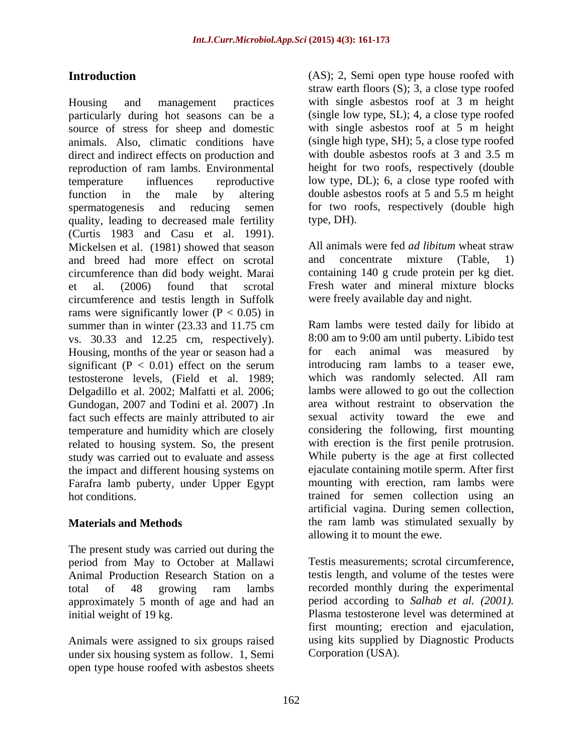## Introduction

Housing and management practices particularly during hot seasons can be a source of stress for sheep and domestic animals. Also, climatic conditions have direct and indirect effects on production and reproduction of ram lambs. Environmental temperature influences reproductive function in the male by altering spermatogenesis and reducing semen quality, leading to decreased male fertility (Curtis 1983 and Casu et al. 1991). Mickelsen et al. (1981) showed that season and breed had more effect on scrotal circumference than did body weight. Marai et al. (2006) found that scrotal circumference and testis length in Suffolk rams were significantly lower ($P < 0.05$) in summer than in winter (23.33 and 11.75 cm vs. 30.33 and 12.25 cm, respectively). Housing, months of the year or season had a significant ($P < 0.01$) effect on the serum testosterone levels, (Field et al. 1989; Delgadillo et al. 2002; Malfatti et al. 2006; Gundogan, 2007 and Todini et al. 2007) .In fact such effects are mainly attributed to air temperature and humidity which are closely related to housing system. So, the present study was carried out to evaluate and assess the impact and different housing systems on Farafra lamb puberty, under Upper Egypt hot conditions.

## Materials and Methods

The present study was carried out during the period from May to October at Mallawi Animal Production Research Station on a total of 48 growing ram lambs approximately 5 month of age and had an initial weight of 19 kg.

Animals were assigned to six groups raised under six housing system as follow. 1, Semi open type house roofed with asbestos sheets (AS); 2, Semi open type house roofed with straw earth floors (S); 3, a close type roofed with single asbestos roof at 3 m height (single low type, SL); 4, a close type roofed with single asbestos roof at 5 m height (single high type, SH); 5, a close type roofed with double asbestos roofs at 3 and 3.5 m height for two roofs, respectively (double low type, DL); 6, a close type roofed with double asbestos roofs at 5 and 5.5 m height for two roofs, respectively (double high type, DH).

All animals were fed *ad libitum* wheat straw and concentrate mixture (Table, 1) containing 140 g crude protein per kg diet. Fresh water and mineral mixture blocks were freely available day and night.

Ram lambs were tested daily for libido at 8:00 am to 9:00 am until puberty. Libido test for each animal was measured by introducing ram lambs to a teaser ewe, which was randomly selected. All ram lambs were allowed to go out the collection area without restraint to observation the sexual activity toward the ewe and considering the following, first mounting with erection is the first penile protrusion. While puberty is the age at first collected ejaculate containing motile sperm. After first mounting with erection, ram lambs were trained for semen collection using an artificial vagina. During semen collection, the ram lamb was stimulated sexually by allowing it to mount the ewe.

Testis measurements; scrotal circumference, testis length, and volume of the testes were recorded monthly during the experimental period according to *Salhab et al. (2001).* Plasma testosterone level was determined at first mounting; erection and ejaculation, using kits supplied by Diagnostic Products Corporation (USA).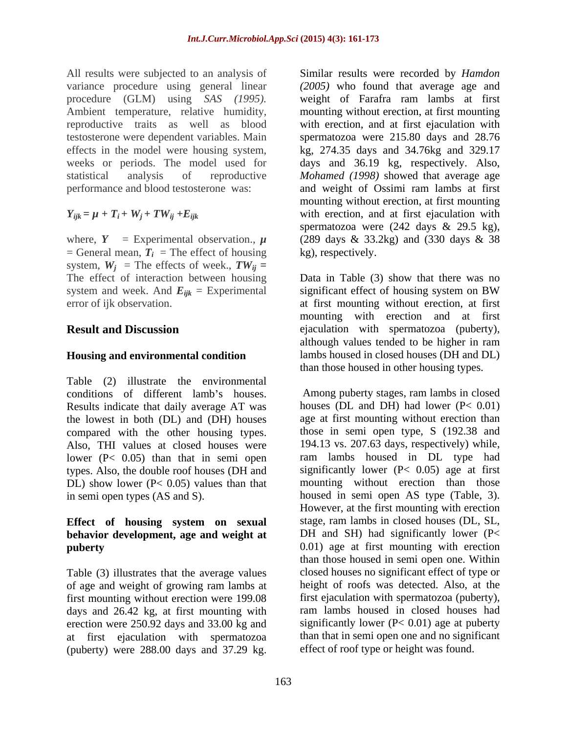All results were subjected to an analysis of variance procedure using general linear procedure (GLM) using *SAS (1995).* Ambient temperature, relative humidity, reproductive traits as well as blood testosterone were dependent variables. Main effects in the model were housing system, weeks or periods. The model used for statistical analysis of reproductive performance and blood testosterone was:

$$Y_{ijk} = \mu + T_i + W_j + TW_{ij} + E_{ijk}$$

where, $Y$ = Experimental observation., $\mu$ = General mean, $T_i$ = The effect of housing system, $W_j$ = The effects of week., $TW_{ij}$ = The effect of interaction between housing system and week. And $E_{ijk}$ = Experimental error of ijk observation.

## Result and Discussion

### Housing and environmental condition

Table (2) illustrate the environmental conditions of different lamb's houses. Results indicate that daily average AT was the lowest in both (DL) and (DH) houses compared with the other housing types. Also, THI values at closed houses were lower ($P< 0.05$) than that in semi open types. Also, the double roof houses (DH and DL) show lower ($P< 0.05$) values than that in semi open types (AS and S).

### Effect of housing system on sexual behavior development, age and weight at puberty

Table (3) illustrates that the average values of age and weight of growing ram lambs at first mounting without erection were 199.08 days and 26.42 kg, at first mounting with erection were 250.92 days and 33.00 kg and at first ejaculation with spermatozoa (puberty) were 288.00 days and 37.29 kg. Similar results were recorded by *Hamdon (2005)* who found that average age and weight of Farafra ram lambs at first mounting without errection, at first mounting with errection, and at first ejaculation with spermatozoa were 215.80 days and 28.76 kg, 274.35 days and 34.76kg and 329.17 days and 36.19 kg, respectively. Also, *Mohamed (1998)* showed that average age and weight of Ossimi ram lambs at first mounting without erection, at first mounting with erection, and at first ejaculation with spermatozoa were (242 days & 29.5 kg), (289 days & 33.2kg) and (330 days & 38 kg), respectively.

Data in Table (3) show that there was no significant effect of housing system on BW at first mounting without erection, at first mounting with erection and at first ejaculation with spermatozoa (puberty), although values tended to be higher in ram lambs housed in closed houses (DH and DL) than those housed in other housing types.

Among puberty stages, ram lambs in closed houses (DL and DH) had lower ($P< 0.01$) age at first mounting without erection than those in semi open type, S (192.38 and 194.13 vs. 207.63 days, respectively) while, ram lambs housed in DL type had significantly lower ($P< 0.05$) age at first mounting without erection than those housed in semi open AS type (Table, 3). However, at the first mounting with erection stage, ram lambs in closed houses (DL, SL, DH and SH) had significantly lower ($P< 0.01$) age at first mounting with erection than those housed in semi open one. Within closed houses no significant effect of type or height of roofs was detected. Also, at the first ejaculation with spermatozoa (puberty), ram lambs housed in closed houses had significantly lower ($P< 0.01$) age at puberty than that in semi open one and no significant effect of roof type or height was found.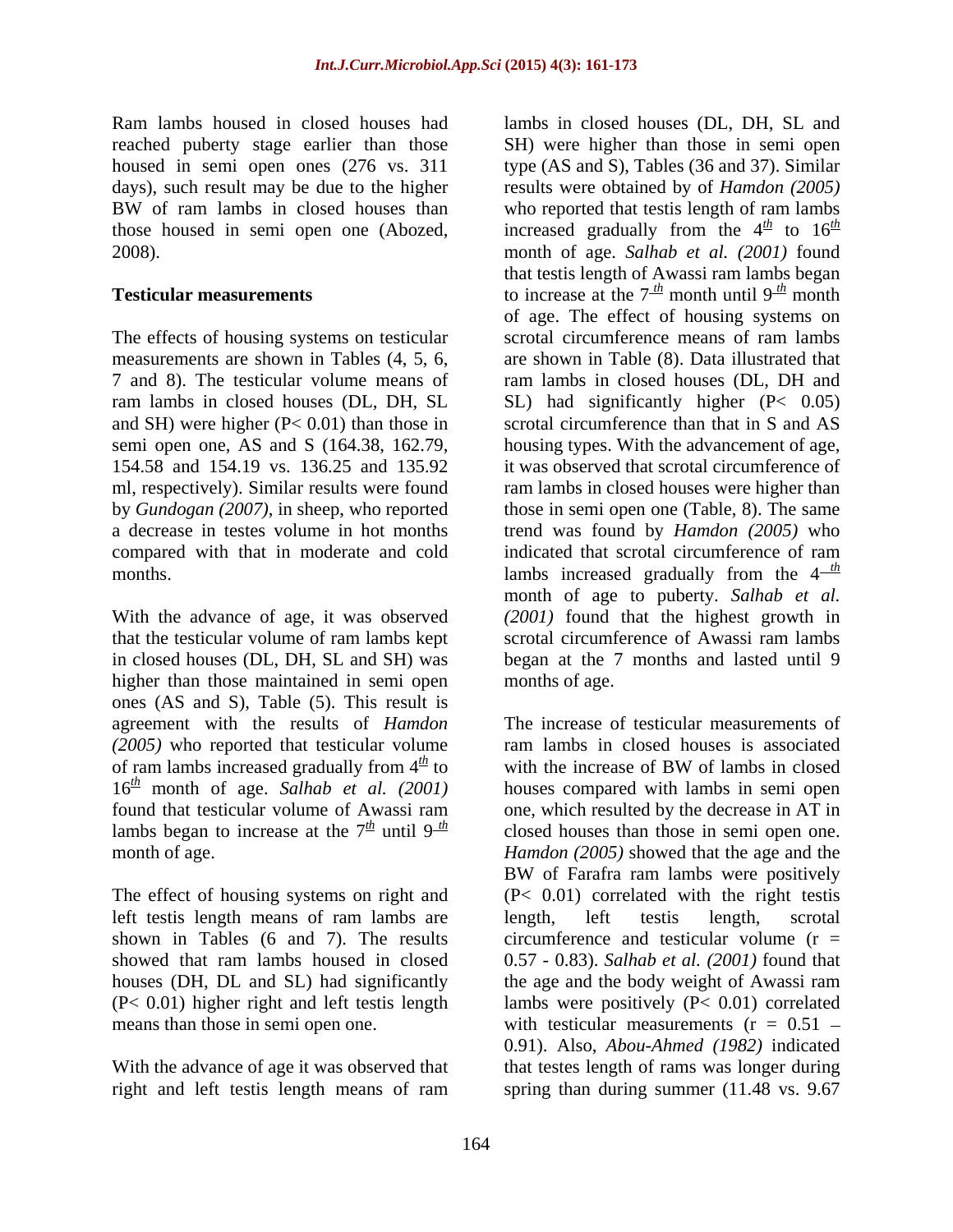Ram lambs housed in closed houses had reached puberty stage earlier than those housed in semi open ones (276 vs. 311 days), such result may be due to the higher BW of ram lambs in closed houses than those housed in semi open one (Abozed, 2008).

**Testicular measurements**

The effects of housing systems on testicular measurements are shown in Tables (4, 5, 6, 7 and 8). The testicular volume means of ram lambs in closed houses (DL, DH, SL and SH) were higher ($P< 0.01$) than those in semi open one, AS and S (164.38, 162.79, 154.58 and 154.19 vs. 136.25 and 135.92 ml, respectively). Similar results were found by *Gundogan (2007)*, in sheep, who reported a decrease in testes volume in hot months compared with that in moderate and cold months.

With the advance of age, it was observed that the testicular volume of ram lambs kept in closed houses (DL, DH, SL and SH) was higher than those maintained in semi open ones (AS and S), Table (5). This result is agreement with the results of *Hamdon (2005)* who reported that testicular volume of ram lambs increased gradually from $4^{th}$ to $16^{th}$ month of age. *Salhab et al. (2001)* found that testicular volume of Awassi ram lambs began to increase at the $7^{th}$ until $9^{th}$ month of age.

The effect of housing systems on right and left testis length means of ram lambs are shown in Tables (6 and 7). The results showed that ram lambs housed in closed houses (DH, DL and SL) had significantly ($P< 0.01$) higher right and left testis length means than those in semi open one.

With the advance of age it was observed that right and left testis length means of ram lambs in closed houses (DL, DH, SL and SH) were higher than those in semi open type (AS and S), Tables (36 and 37). Similar results were obtained by of *Hamdon (2005)* who reported that testis length of ram lambs increased gradually from the $4^{th}$ to $16^{th}$ month of age. *Salhab et al. (2001)* found that testis length of Awassi ram lambs began to increase at the $7^{th}$ month until $9^{th}$ month of age. The effect of housing systems on scrotal circumference means of ram lambs are shown in Table (8). Data illustrated that ram lambs in closed houses (DL, DH and SL) had significantly higher ($P< 0.05$) scrotal circumference than that in S and AS housing types. With the advancement of age, it was observed that scrotal circumference of ram lambs in closed houses were higher than those in semi open one (Table, 8). The same trend was found by *Hamdon (2005)* who indicated that scrotal circumference of ram lambs increased gradually from the $4^{th}$ month of age to puberty. *Salhab et al. (2001)* found that the highest growth in scrotal circumference of Awassi ram lambs began at the 7 months and lasted until 9 months of age.

The increase of testicular measurements of ram lambs in closed houses is associated with the increase of BW of lambs in closed houses compared with lambs in semi open one, which resulted by the decrease in AT in closed houses than those in semi open one. *Hamdon (2005)* showed that the age and the BW of Farafra ram lambs were positively ($P< 0.01$) correlated with the right testis length, left testis length, scrotal circumference and testicular volume ($r = 0.57 - 0.83$). *Salhab et al. (2001)* found that the age and the body weight of Awassi ram lambs were positively ($P< 0.01$) correlated with testicular measurements ($r = 0.51 – 0.91$). Also, *Abou-Ahmed (1982)* indicated that testes length of rams was longer during spring than during summer (11.48 vs. 9.67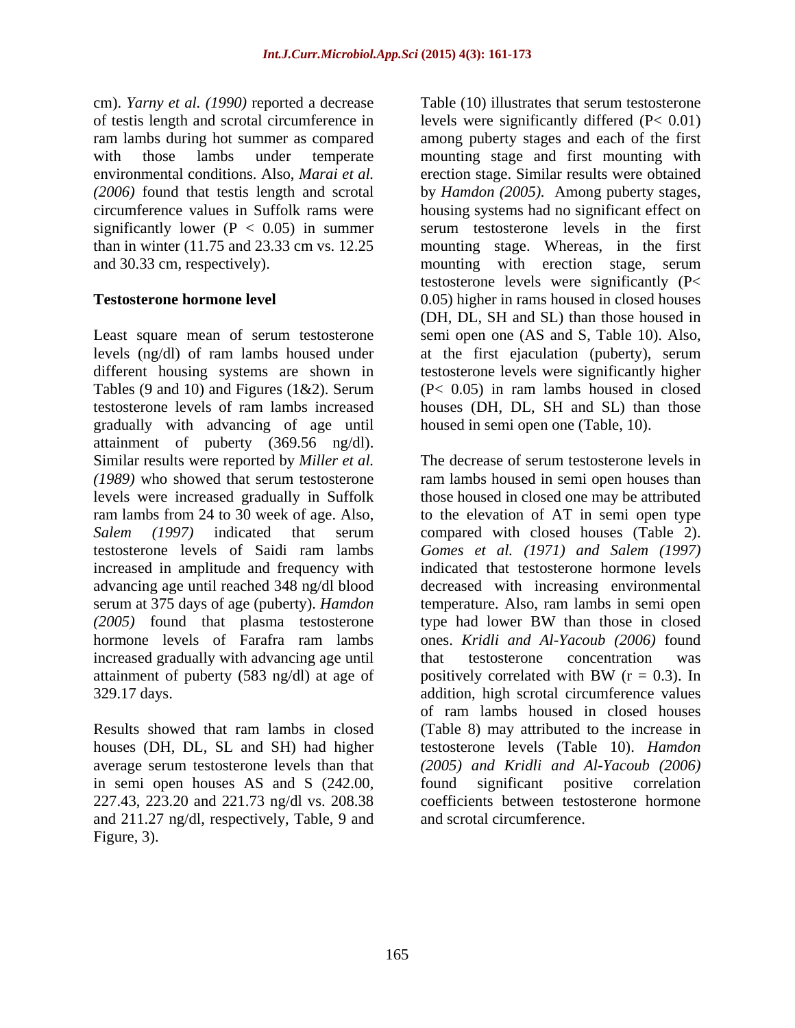cm). *Yarny et al. (1990)* reported a decrease of testis length and scrotal circumference in ram lambs during hot summer as compared with those lambs under temperate environmental conditions. Also, *Marai et al. (2006)* found that testis length and scrotal circumference values in Suffolk rams were significantly lower ($P < 0.05$) in summer than in winter (11.75 and 23.33 cm vs. 12.25 and 30.33 cm, respectively).

**Testosterone hormone level**

Least square mean of serum testosterone levels (ng/dl) of ram lambs housed under different housing systems are shown in Tables (9 and 10) and Figures (1&2). Serum testosterone levels of ram lambs increased gradually with advancing of age until attainment of puberty (369.56 ng/dl). Similar results were reported by *Miller et al. (1989)* who showed that serum testosterone levels were increased gradually in Suffolk ram lambs from 24 to 30 week of age. Also, *Salem (1997)* indicated that serum testosterone levels of Saidi ram lambs increased in amplitude and frequency with advancing age until reached 348 ng/dl blood serum at 375 days of age (puberty). *Hamdon (2005)* found that plasma testosterone hormone levels of Farafra ram lambs increased gradually with advancing age until attainment of puberty (583 ng/dl) at age of 329.17 days.

Results showed that ram lambs in closed houses (DH, DL, SL and SH) had higher average serum testosterone levels than that in semi open houses AS and S (242.00, 227.43, 223.20 and 221.73 ng/dl vs. 208.38 and 211.27 ng/dl, respectively, Table, 9 and Figure, 3).

Table (10) illustrates that serum testosterone levels were significantly differed ($P< 0.01$) among puberty stages and each of the first mounting stage and first mounting with erection stage. Similar results were obtained by *Hamdon (2005).* Among puberty stages, housing systems had no significant effect on serum testosterone levels in the first mounting stage. Whereas, in the first mounting with erection stage, serum testosterone levels were significantly ($P< 0.05$) higher in rams housed in closed houses (DH, DL, SH and SL) than those housed in semi open one (AS and S, Table 10). Also, at the first ejaculation (puberty), serum testosterone levels were significantly higher ($P< 0.05$) in ram lambs housed in closed houses (DH, DL, SH and SL) than those housed in semi open one (Table, 10).

The decrease of serum testosterone levels in ram lambs housed in semi open houses than those housed in closed one may be attributed to the elevation of AT in semi open type compared with closed houses (Table 2). *Gomes et al. (1971) and Salem (1997)* indicated that testosterone hormone levels decreased with increasing environmental temperature. Also, ram lambs in semi open type had lower BW than those in closed ones. *Kridli and Al-Yacoub (2006)* found that testosterone concentration was positively correlated with BW ($r = 0.3$). In addition, high scrotal circumference values of ram lambs housed in closed houses (Table 8) may attributed to the increase in testosterone levels (Table 10). *Hamdon (2005) and Kridli and Al-Yacoub (2006)* found significant positive correlation coefficients between testosterone hormone and scrotal circumference.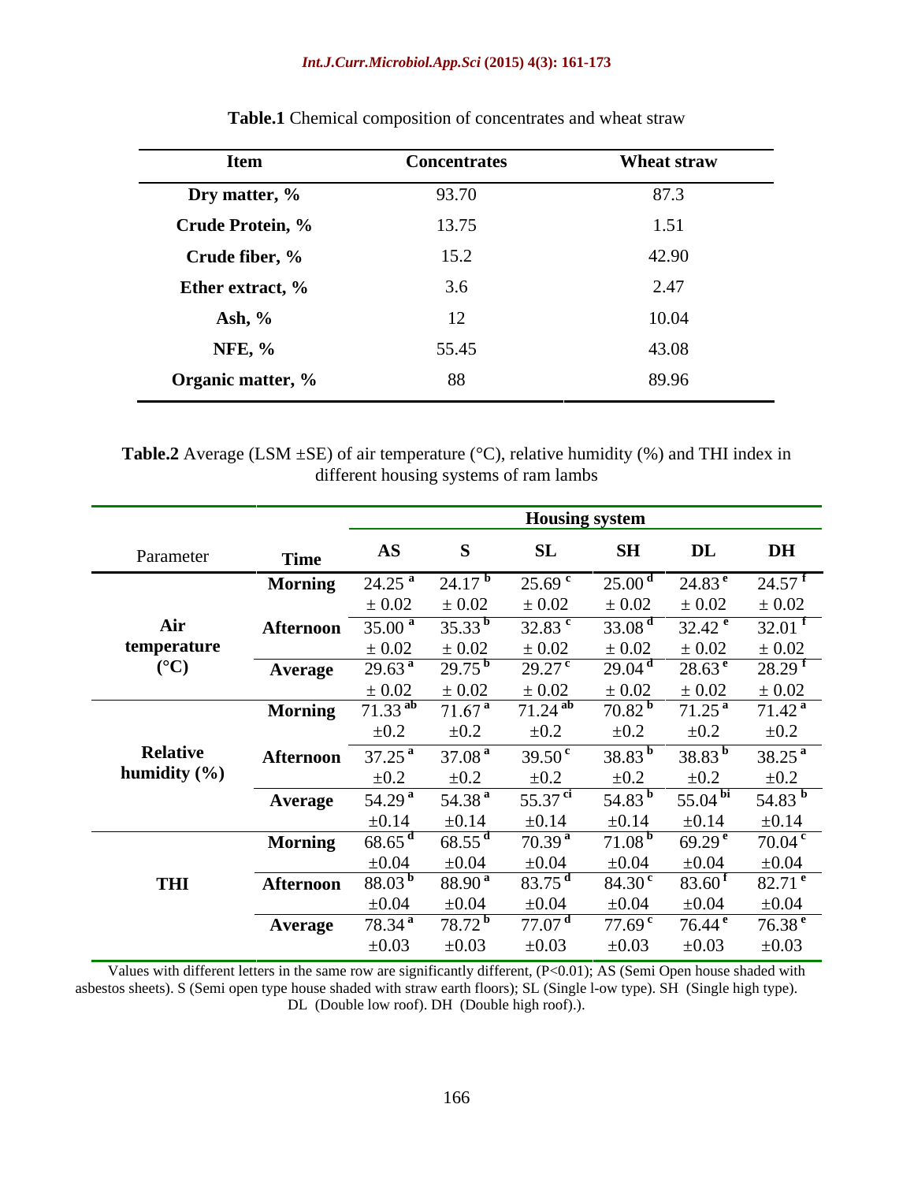**Table.1** Chemical composition of concentrates and wheat straw

| Item | Concentrates | Wheat straw |
|---|---|---|
| **Dry matter, %** | 93.70 | 87.3 |
| **Crude Protein, %** | 13.75 | 1.51 |
| **Crude fiber, %** | 15.2 | 42.90 |
| **Ether extract, %** | 3.6 | 2.47 |
| **Ash, %** | 12 | 10.04 |
| **NFE, %** | 55.45 | 43.08 |
| **Organic matter, %** | 88 | 89.96 |

**Table.2** Average (LSM ±SE) of air temperature (°C), relative humidity (%) and THI index in different housing systems of ram lambs

| Parameter | Time | Housing system | | | | | |
|---|---|---|---|---|---|---|---|
| | | **AS** | **S** | **SL** | **SH** | **DL** | **DH** |
| **Air temperature (°C)** | **Morning** | $24.25^{a}$ ± 0.02 | $24.17^{b}$ ± 0.02 | $25.69^{c}$ ± 0.02 | $25.00^{d}$ ± 0.02 | $24.83^{e}$ ± 0.02 | $24.57^{f}$ ± 0.02 |
| | **Afternoon** | $35.00^{a}$ ± 0.02 | $35.33^{b}$ ± 0.02 | $32.83^{c}$ ± 0.02 | $33.08^{d}$ ± 0.02 | $32.42^{e}$ ± 0.02 | $32.01^{f}$ ± 0.02 |
| | **Average** | $29.63^{a}$ ± 0.02 | $29.75^{b}$ ± 0.02 | $29.27^{c}$ ± 0.02 | $29.04^{d}$ ± 0.02 | $28.63^{e}$ ± 0.02 | $28.29^{f}$ ± 0.02 |
| **Relative humidity (%)** | **Morning** | $71.33^{ab}$ ±0.2 | $71.67^{a}$ ±0.2 | $71.24^{ab}$ ±0.2 | $70.82^{b}$ ±0.2 | $71.25^{a}$ ±0.2 | $71.42^{a}$ ±0.2 |
| | **Afternoon** | $37.25^{a}$ ±0.2 | $37.08^{a}$ ±0.2 | $39.50^{c}$ ±0.2 | $38.83^{b}$ ±0.2 | $38.83^{b}$ ±0.2 | $38.25^{a}$ ±0.2 |
| | **Average** | $54.29^{a}$ ±0.14 | $54.38^{a}$ ±0.14 | $55.37^{ci}$ ±0.14 | $54.83^{b}$ ±0.14 | $55.04^{bi}$ ±0.14 | $54.83^{b}$ ±0.14 |
| **THI** | **Morning** | $68.65^{d}$ ±0.04 | $68.55^{d}$ ±0.04 | $70.39^{a}$ ±0.04 | $71.08^{b}$ ±0.04 | $69.29^{e}$ ±0.04 | $70.04^{c}$ ±0.04 |
| | **Afternoon** | $88.03^{b}$ ±0.04 | $88.90^{a}$ ±0.04 | $83.75^{d}$ ±0.04 | $84.30^{c}$ ±0.04 | $83.60^{f}$ ±0.04 | $82.71^{e}$ ±0.04 |
| | **Average** | $78.34^{a}$ ±0.03 | $78.72^{b}$ ±0.03 | $77.07^{d}$ ±0.03 | $77.69^{c}$ ±0.03 | $76.44^{e}$ ±0.03 | $76.38^{e}$ ±0.03 |

Values with different letters in the same row are significantly different, (P<0.01); AS (Semi Open house shaded with asbestos sheets). S (Semi open type house shaded with straw earth floors); SL (Single l-ow type). SH (Single high type). DL (Double low roof). DH (Double high roof).).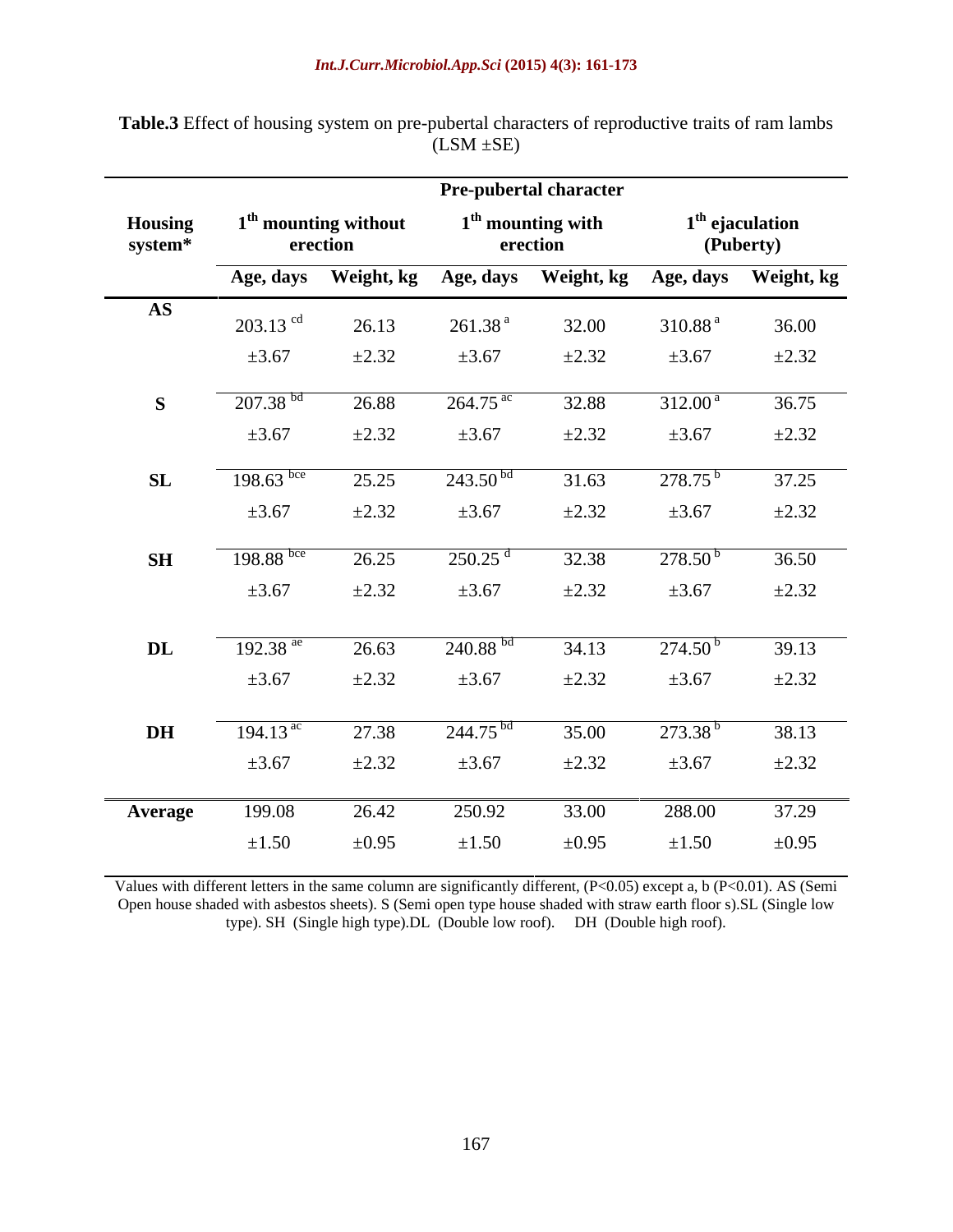**Table.3** Effect of housing system on pre-pubertal characters of reproductive traits of ram lambs (LSM ±SE)

| Housing system* | Pre-pubertal character | | | | | |
|---|---|---|---|---|---|---|
| | 1th mounting without erection | | 1th mounting with erection | | 1th ejaculation (Puberty) | |
| | Age, days | Weight, kg | Age, days | Weight, kg | Age, days | Weight, kg |
| AS | 203.13 [cd] ±3.67 | 26.13 ±2.32 | 261.38 [a] ±3.67 | 32.00 ±2.32 | 310.88 [a] ±3.67 | 36.00 ±2.32 |
| S | 207.38 [bd] ±3.67 | 26.88 ±2.32 | 264.75 [ac] ±3.67 | 32.88 ±2.32 | 312.00 [a] ±3.67 | 36.75 ±2.32 |
| SL | 198.63 [bce] ±3.67 | 25.25 ±2.32 | 243.50 [bd] ±3.67 | 31.63 ±2.32 | 278.75 [b] ±3.67 | 37.25 ±2.32 |
| SH | 198.88 [bce] ±3.67 | 26.25 ±2.32 | 250.25 [d] ±3.67 | 32.38 ±2.32 | 278.50 [b] ±3.67 | 36.50 ±2.32 |
| DL | 192.38 [ae] ±3.67 | 26.63 ±2.32 | 240.88 [bd] ±3.67 | 34.13 ±2.32 | 274.50 [b] ±3.67 | 39.13 ±2.32 |
| DH | 194.13 [ac] ±3.67 | 27.38 ±2.32 | 244.75 [bd] ±3.67 | 35.00 ±2.32 | 273.38 [b] ±3.67 | 38.13 ±2.32 |
| Average | 199.08 ±1.50 | 26.42 ±0.95 | 250.92 ±1.50 | 33.00 ±0.95 | 288.00 ±1.50 | 37.29 ±0.95 |

Values with different letters in the same column are significantly different, ($P<0.05$) except a, b ($P<0.01$). AS (Semi Open house shaded with asbestos sheets). S (Semi open type house shaded with straw earth floor s).SL (Single low type). SH (Single high type).DL (Double low roof). DH (Double high roof).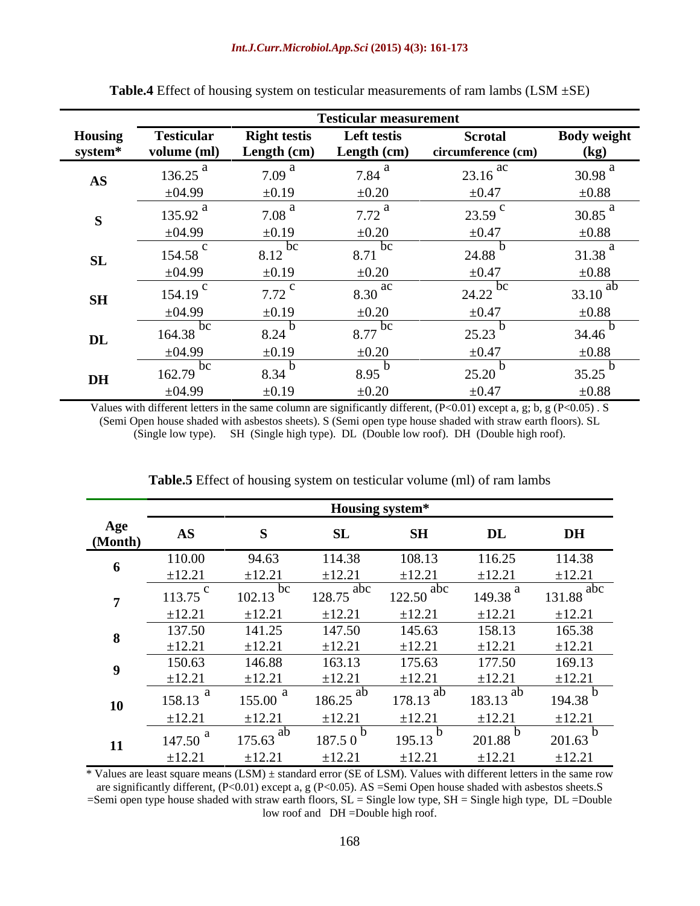**Table.4** Effect of housing system on testicular measurements of ram lambs (LSM ±SE)

| Housing system* | Testicular measurement | | | | |
|---|---|---|---|---|---|
| | Testicular volume (ml) | Right testis Length (cm) | Left testis Length (cm) | Scrotal circumference (cm) | Body weight (kg) |
| AS | 136.25 [a] ±04.99 | 7.09 [a] ±0.19 | 7.84 [a] ±0.20 | 23.16 [ac] ±0.47 | 30.98 [a] ±0.88 |
| S | 135.92 [a] ±04.99 | 7.08 [a] ±0.19 | 7.72 [a] ±0.20 | 23.59 [c] ±0.47 | 30.85 [a] ±0.88 |
| SL | 154.58 [c] ±04.99 | 8.12 [bc] ±0.19 | 8.71 [bc] ±0.20 | 24.88 [b] ±0.47 | 31.38 [a] ±0.88 |
| SH | 154.19 [c] ±04.99 | 7.72 [c] ±0.19 | 8.30 [ac] ±0.20 | 24.22 [bc] ±0.47 | 33.10 [ab] ±0.88 |
| DL | 164.38 [bc] ±04.99 | 8.24 [b] ±0.19 | 8.77 [bc] ±0.20 | 25.23 [b] ±0.47 | 34.46 [b] ±0.88 |
| DH | 162.79 [bc] ±04.99 | 8.34 [b] ±0.19 | 8.95 [b] ±0.20 | 25.20 [b] ±0.47 | 35.25 [b] ±0.88 |

Values with different letters in the same column are significantly different, (P<0.01) except a, g; b, g (P<0.05) . S (Semi Open house shaded with asbestos sheets). S (Semi open type house shaded with straw earth floors). SL (Single low type). SH (Single high type). DL (Double low roof). DH (Double high roof).

**Table.5** Effect of housing system on testicular volume (ml) of ram lambs

| Age (Month) | Housing system* | | | | | |
|---|---|---|---|---|---|---|
| | AS | S | SL | SH | DL | DH |
| 6 | 110.00 ±12.21 | 94.63 ±12.21 | 114.38 ±12.21 | 108.13 ±12.21 | 116.25 ±12.21 | 114.38 ±12.21 |
| 7 | 113.75 [c] ±12.21 | 102.13 [bc] ±12.21 | 128.75 [abc] ±12.21 | 122.50 [abc] ±12.21 | 149.38 [a] ±12.21 | 131.88 [abc] ±12.21 |
| 8 | 137.50 ±12.21 | 141.25 ±12.21 | 147.50 ±12.21 | 145.63 ±12.21 | 158.13 ±12.21 | 165.38 ±12.21 |
| 9 | 150.63 ±12.21 | 146.88 ±12.21 | 163.13 ±12.21 | 175.63 ±12.21 | 177.50 ±12.21 | 169.13 ±12.21 |
| 10 | 158.13 [a] ±12.21 | 155.00 [a] ±12.21 | 186.25 [ab] ±12.21 | 178.13 [ab] ±12.21 | 183.13 [ab] ±12.21 | 194.38 [b] ±12.21 |
| 11 | 147.50 [a] ±12.21 | 175.63 [ab] ±12.21 | 187.5 0 [b] ±12.21 | 195.13 [b] ±12.21 | 201.88 [b] ±12.21 | 201.63 [b] ±12.21 |

* Values are least square means (LSM) ± standard error (SE of LSM). Values with different letters in the same row are significantly different, (P<0.01) except a, g (P<0.05). AS =Semi Open house shaded with asbestos sheets.S =Semi open type house shaded with straw earth floors, SL = Single low type, SH = Single high type, DL =Double low roof and DH =Double high roof.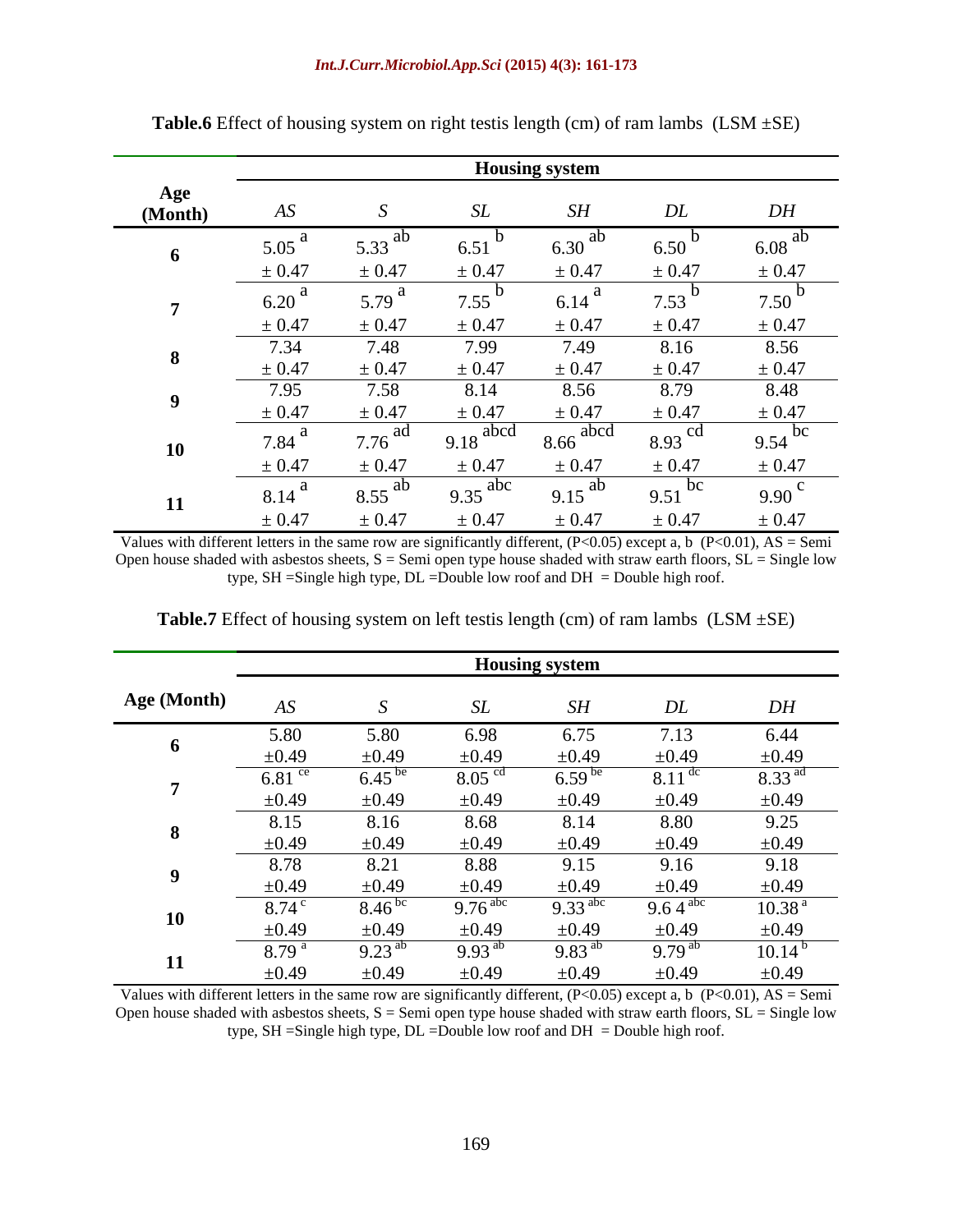**Table.6** Effect of housing system on right testis length (cm) of ram lambs (LSM ±SE)

| Age (Month) | Housing system | | | | | |
|---|---|---|---|---|---|---|
| | *AS* | *S* | *SL* | *SH* | *DL* | *DH* |
| **6** | 5.05 [a] ± 0.47 | 5.33 [ab] ± 0.47 | 6.51 [b] ± 0.47 | 6.30 [ab] ± 0.47 | 6.50 [b] ± 0.47 | 6.08 [ab] ± 0.47 |
| **7** | 6.20 [a] ± 0.47 | 5.79 [a] ± 0.47 | 7.55 [b] ± 0.47 | 6.14 [a] ± 0.47 | 7.53 [b] ± 0.47 | 7.50 [b] ± 0.47 |
| **8** | 7.34 ± 0.47 | 7.48 ± 0.47 | 7.99 ± 0.47 | 7.49 ± 0.47 | 8.16 ± 0.47 | 8.56 ± 0.47 |
| **9** | 7.95 ± 0.47 | 7.58 ± 0.47 | 8.14 ± 0.47 | 8.56 ± 0.47 | 8.79 ± 0.47 | 8.48 ± 0.47 |
| **10** | 7.84 [a] ± 0.47 | 7.76 [ad] ± 0.47 | 9.18 [abcd] ± 0.47 | 8.66 [abcd] ± 0.47 | 8.93 [cd] ± 0.47 | 9.54 [bc] ± 0.47 |
| **11** | 8.14 [a] ± 0.47 | 8.55 [ab] ± 0.47 | 9.35 [abc] ± 0.47 | 9.15 [ab] ± 0.47 | 9.51 [bc] ± 0.47 | 9.90 [c] ± 0.47 |

Values with different letters in the same row are significantly different, ($P<0.05$) except a, b ($P<0.01$), AS = Semi Open house shaded with asbestos sheets, S = Semi open type house shaded with straw earth floors, SL = Single low type, SH =Single high type, DL =Double low roof and DH = Double high roof.

**Table.7** Effect of housing system on left testis length (cm) of ram lambs (LSM ±SE)

| Age (Month) | Housing system | | | | | |
|---|---|---|---|---|---|---|
| | *AS* | *S* | *SL* | *SH* | *DL* | *DH* |
| **6** | 5.80 ±0.49 | 5.80 ±0.49 | 6.98 ±0.49 | 6.75 ±0.49 | 7.13 ±0.49 | 6.44 ±0.49 |
| **7** | 6.81 [ce] ±0.49 | 6.45 [be] ±0.49 | 8.05 [cd] ±0.49 | 6.59 [be] ±0.49 | 8.11 [dc] ±0.49 | 8.33 [ad] ±0.49 |
| **8** | 8.15 ±0.49 | 8.16 ±0.49 | 8.68 ±0.49 | 8.14 ±0.49 | 8.80 ±0.49 | 9.25 ±0.49 |
| **9** | 8.78 ±0.49 | 8.21 ±0.49 | 8.88 ±0.49 | 9.15 ±0.49 | 9.16 ±0.49 | 9.18 ±0.49 |
| **10** | 8.74 [c] ±0.49 | 8.46 [bc] ±0.49 | 9.76 [abc] ±0.49 | 9.33 [abc] ±0.49 | 9.6 4 [abc] ±0.49 | 10.38 [a] ±0.49 |
| **11** | 8.79 [a] ±0.49 | 9.23 [ab] ±0.49 | 9.93 [ab] ±0.49 | 9.83 [ab] ±0.49 | 9.79 [ab] ±0.49 | 10.14 [b] ±0.49 |

Values with different letters in the same row are significantly different, ($P<0.05$) except a, b ($P<0.01$), AS = Semi Open house shaded with asbestos sheets, S = Semi open type house shaded with straw earth floors, SL = Single low type, SH =Single high type, DL =Double low roof and DH = Double high roof.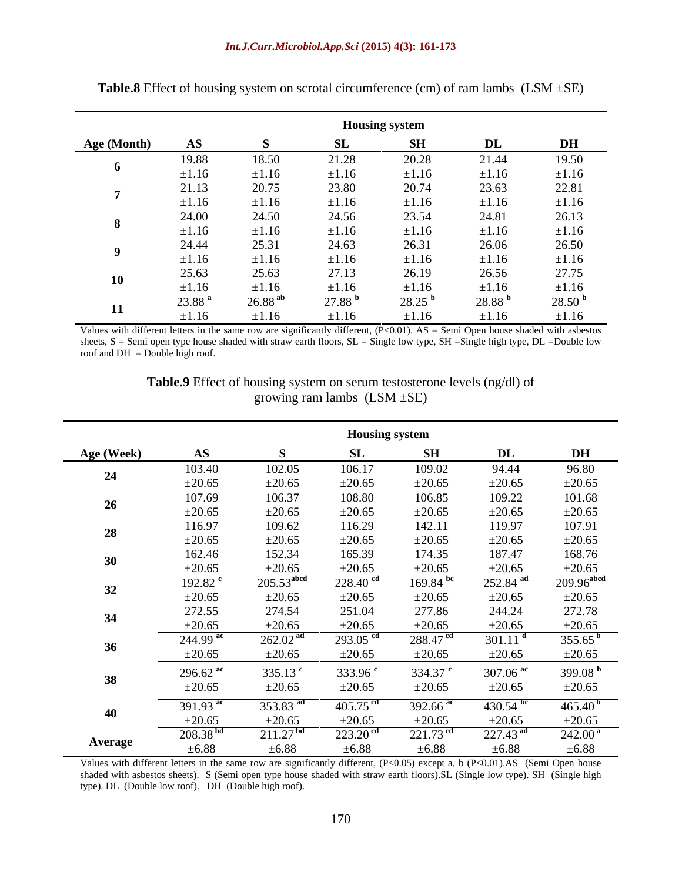**Table.8** Effect of housing system on scrotal circumference (cm) of ram lambs (LSM ±SE)

| | Housing system | | | | | |
|---|---|---|---|---|---|---|
| **Age (Month)** | **AS** | **S** | **SL** | **SH** | **DL** | **DH** |
| **6** | 19.88 ±1.16 | 18.50 ±1.16 | 21.28 ±1.16 | 20.28 ±1.16 | 21.44 ±1.16 | 19.50 ±1.16 |
| **7** | 21.13 ±1.16 | 20.75 ±1.16 | 23.80 ±1.16 | 20.74 ±1.16 | 23.63 ±1.16 | 22.81 ±1.16 |
| **8** | 24.00 ±1.16 | 24.50 ±1.16 | 24.56 ±1.16 | 23.54 ±1.16 | 24.81 ±1.16 | 26.13 ±1.16 |
| **9** | 24.44 ±1.16 | 25.31 ±1.16 | 24.63 ±1.16 | 26.31 ±1.16 | 26.06 ±1.16 | 26.50 ±1.16 |
| **10** | 25.63 ±1.16 | 25.63 ±1.16 | 27.13 ±1.16 | 26.19 ±1.16 | 26.56 ±1.16 | 27.75 ±1.16 |
| **11** | 23.88 [a] ±1.16 | 26.88 [ab] ±1.16 | 27.88 [b] ±1.16 | 28.25 [b] ±1.16 | 28.88 [b] ±1.16 | 28.50 [b] ±1.16 |

Values with different letters in the same row are significantly different, (P<0.01). AS = Semi Open house shaded with asbestos sheets, S = Semi open type house shaded with straw earth floors, SL = Single low type, SH =Single high type, DL =Double low roof and DH = Double high roof.

**Table.9** Effect of housing system on serum testosterone levels (ng/dl) of growing ram lambs (LSM ±SE)

| | Housing system | | | | | |
|---|---|---|---|---|---|---|
| **Age (Week)** | **AS** | **S** | **SL** | **SH** | **DL** | **DH** |
| **24** | 103.40 ±20.65 | 102.05 ±20.65 | 106.17 ±20.65 | 109.02 ±20.65 | 94.44 ±20.65 | 96.80 ±20.65 |
| **26** | 107.69 ±20.65 | 106.37 ±20.65 | 108.80 ±20.65 | 106.85 ±20.65 | 109.22 ±20.65 | 101.68 ±20.65 |
| **28** | 116.97 ±20.65 | 109.62 ±20.65 | 116.29 ±20.65 | 142.11 ±20.65 | 119.97 ±20.65 | 107.91 ±20.65 |
| **30** | 162.46 ±20.65 | 152.34 ±20.65 | 165.39 ±20.65 | 174.35 ±20.65 | 187.47 ±20.65 | 168.76 ±20.65 |
| **32** | 192.82 [c] ±20.65 | 205.53 [abcd] ±20.65 | 228.40 [cd] ±20.65 | 169.84 [bc] ±20.65 | 252.84 [ad] ±20.65 | 209.96 [abcd] ±20.65 |
| **34** | 272.55 ±20.65 | 274.54 ±20.65 | 251.04 ±20.65 | 277.86 ±20.65 | 244.24 ±20.65 | 272.78 ±20.65 |
| **36** | 244.99 [ac] ±20.65 | 262.02 [ad] ±20.65 | 293.05 [cd] ±20.65 | 288.47 [cd] ±20.65 | 301.11 [d] ±20.65 | 355.65 [b] ±20.65 |
| **38** | 296.62 [ac] ±20.65 | 335.13 [c] ±20.65 | 333.96 [c] ±20.65 | 334.37 [c] ±20.65 | 307.06 [ac] ±20.65 | 399.08 [b] ±20.65 |
| **40** | 391.93 [ac] ±20.65 | 353.83 [ad] ±20.65 | 405.75 [cd] ±20.65 | 392.66 [ac] ±20.65 | 430.54 [bc] ±20.65 | 465.40 [b] ±20.65 |
| **Average** | 208.38 [bd] ±6.88 | 211.27 [bd] ±6.88 | 223.20 [cd] ±6.88 | 221.73 [cd] ±6.88 | 227.43 [ad] ±6.88 | 242.00 [a] ±6.88 |

Values with different letters in the same row are significantly different, (P<0.05) except a, b (P<0.01).AS (Semi Open house shaded with asbestos sheets). S (Semi open type house shaded with straw earth floors).SL (Single low type). SH (Single high type). DL (Double low roof). DH (Double high roof).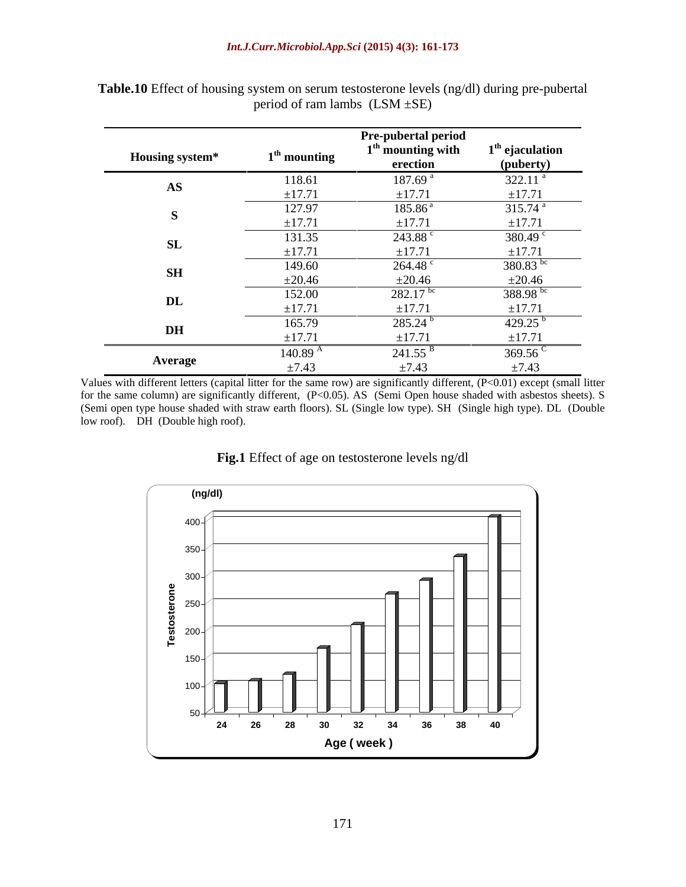**Table.10** Effect of housing system on serum testosterone levels (ng/dl) during pre-pubertal period of ram lambs (LSM ±SE)

| Housing system* | Pre-pubertal period | | |
|---|---|---|---|
| | $1^{th}$ mounting | $1^{th}$ mounting with erection | $1^{th}$ ejaculation (puberty) |
| **AS** | 118.61 ±17.71 | 187.69 [a] ±17.71 | 322.11 [a] ±17.71 |
| **S** | 127.97 ±17.71 | 185.86 [a] ±17.71 | 315.74 [a] ±17.71 |
| **SL** | 131.35 ±17.71 | 243.88 [c] ±17.71 | 380.49 [c] ±17.71 |
| **SH** | 149.60 ±20.46 | 264.48 [c] ±20.46 | 380.83 [bc] ±20.46 |
| **DL** | 152.00 ±17.71 | 282.17 [bc] ±17.71 | 388.98 [bc] ±17.71 |
| **DH** | 165.79 ±17.71 | 285.24 [b] ±17.71 | 429.25 [b] ±17.71 |
| **Average** | 140.89 [A] ±7.43 | 241.55 [B] ±7.43 | 369.56 [C] ±7.43 |

Values with different letters (capital litter for the same row) are significantly different, ($P<0.01$) except (small litter for the same column) are significantly different, ($P<0.05$). AS (Semi Open house shaded with asbestos sheets). S (Semi open type house shaded with straw earth floors). SL (Single low type). SH (Single high type). DL (Double low roof). DH (Double high roof).

**Fig.1** Effect of age on testosterone levels ng/dl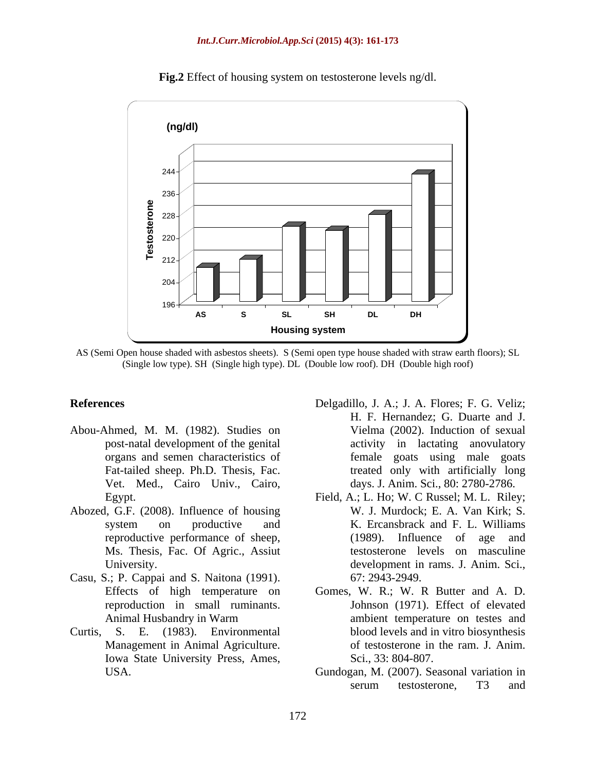**Fig.2** Effect of housing system on testosterone levels ng/dl.

AS (Semi Open house shaded with asbestos sheets). S (Semi open type house shaded with straw earth floors); SL (Single low type). SH (Single high type). DL (Double low roof). DH (Double high roof)

## References

Abou-Ahmed, M. M. (1982). Studies on post-natal development of the genital organs and semen characteristics of Fat-tailed sheep. Ph.D. Thesis, Fac. Vet. Med., Cairo Univ., Cairo, Egypt.

Abozed, G.F. (2008). Influence of housing system on productive and reproductive performance of sheep, Ms. Thesis, Fac. Of Agric., Assiut University.

Casu, S.; P. Cappai and S. Naitona (1991). Effects of high temperature on reproduction in small ruminants. Animal Husbandry in Warm

Curtis, S. E. (1983). Environmental Management in Animal Agriculture. Iowa State University Press, Ames, USA.

Delgadillo, J. A.; J. A. Flores; F. G. Veliz; H. F. Hernandez; G. Duarte and J. Vielma (2002). Induction of sexual activity in lactating anovulatory female goats using male goats treated only with artificially long days. J. Anim. Sci., 80: 2780-2786.

Field, A.; L. Ho; W. C Russel; M. L. Riley; W. J. Murdock; E. A. Van Kirk; S. K. Ercansbrack and F. L. Williams (1989). Influence of age and testosterone levels on masculine development in rams. J. Anim. Sci., 67: 2943-2949.

Gomes, W. R.; W. R Butter and A. D. Johnson (1971). Effect of elevated ambient temperature on testes and blood levels and in vitro biosynthesis of testosterone in the ram. J. Anim. Sci., 33: 804-807.

Gundogan, M. (2007). Seasonal variation in serum testosterone, T3 and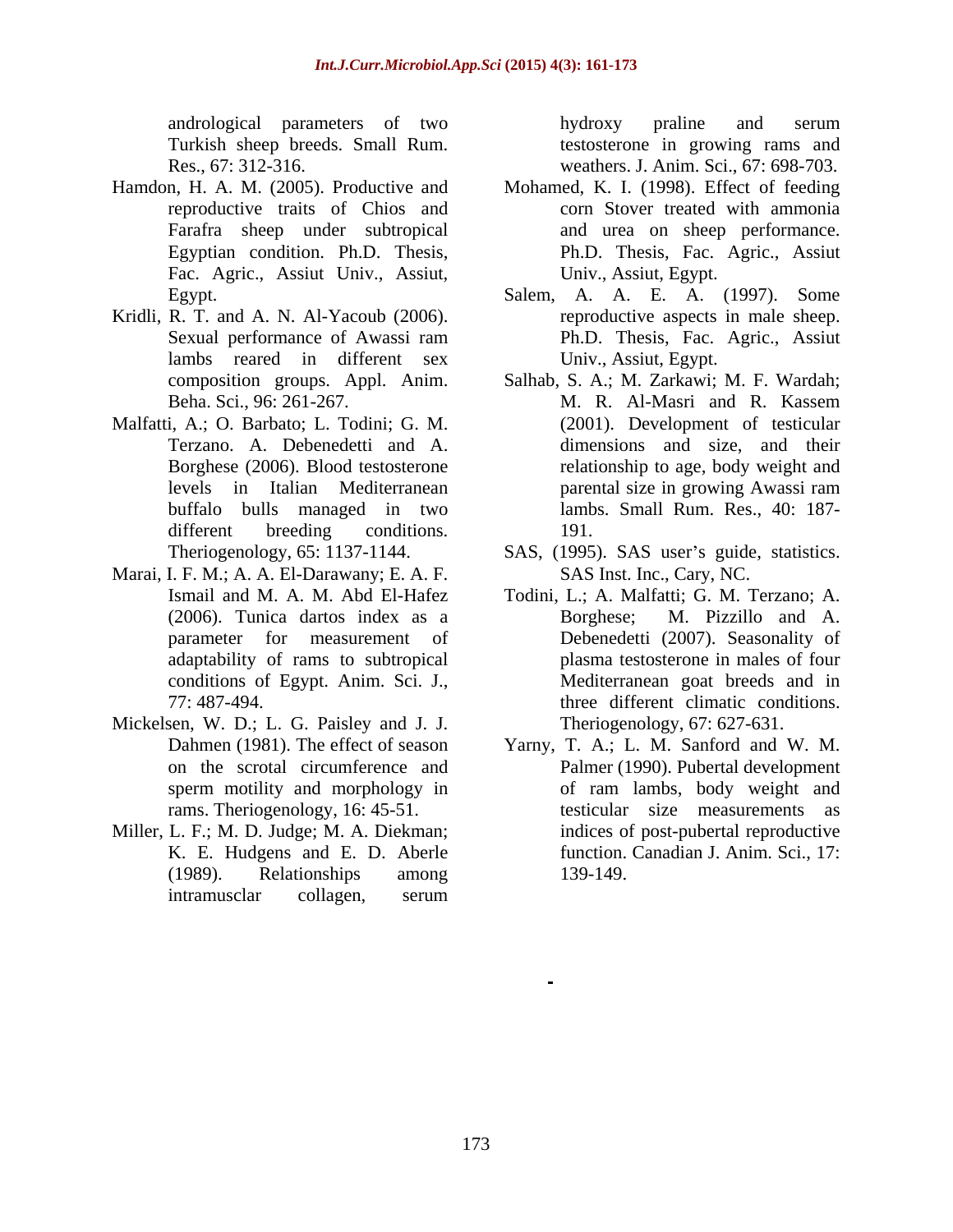andrological parameters of two Turkish sheep breeds. Small Rum. Res., 67: 312-316.

Hamdon, H. A. M. (2005). Productive and reproductive traits of Chios and Farafra sheep under subtropical Egyptian condition. Ph.D. Thesis, Fac. Agric., Assiut Univ., Assiut, Egypt.

Kridli, R. T. and A. N. Al-Yacoub (2006). Sexual performance of Awassi ram lambs reared in different sex composition groups. Appl. Anim. Beha. Sci., 96: 261-267.

Malfatti, A.; O. Barbato; L. Todini; G. M. Terzano. A. Debenedetti and A. Borghese (2006). Blood testosterone levels in Italian Mediterranean buffalo bulls managed in two different breeding conditions. Theriogenology, 65: 1137-1144.

Marai, I. F. M.; A. A. El-Darawany; E. A. F. Ismail and M. A. M. Abd El-Hafez (2006). Tunica dartos index as a parameter for measurement of adaptability of rams to subtropical conditions of Egypt. Anim. Sci. J., 77: 487-494.

Mickelsen, W. D.; L. G. Paisley and J. J. Dahmen (1981). The effect of season on the scrotal circumference and sperm motility and morphology in rams. Theriogenology, 16: 45-51.

Miller, L. F.; M. D. Judge; M. A. Diekman; K. E. Hudgens and E. D. Aberle (1989). Relationships among intramusclar collagen, serum hydroxy praline and serum testosterone in growing rams and weathers. J. Anim. Sci., 67: 698-703.

Mohamed, K. I. (1998). Effect of feeding corn Stover treated with ammonia and urea on sheep performance. Ph.D. Thesis, Fac. Agric., Assiut Univ., Assiut, Egypt.

Salem, A. A. E. A. (1997). Some reproductive aspects in male sheep. Ph.D. Thesis, Fac. Agric., Assiut Univ., Assiut, Egypt.

Salhab, S. A.; M. Zarkawi; M. F. Wardah; M. R. Al-Masri and R. Kassem (2001). Development of testicular dimensions and size, and their relationship to age, body weight and parental size in growing Awassi ram lambs. Small Rum. Res., 40: 187-191.

SAS, (1995). SAS user's guide, statistics. SAS Inst. Inc., Cary, NC.

Todini, L.; A. Malfatti; G. M. Terzano; A. Borghese; M. Pizzillo and A. Debenedetti (2007). Seasonality of plasma testosterone in males of four Mediterranean goat breeds and in three different climatic conditions. Theriogenology, 67: 627-631.

Yarny, T. A.; L. M. Sanford and W. M. Palmer (1990). Pubertal development of ram lambs, body weight and testicular size measurements as indices of post-pubertal reproductive function. Canadian J. Anim. Sci., 17: 139-149.